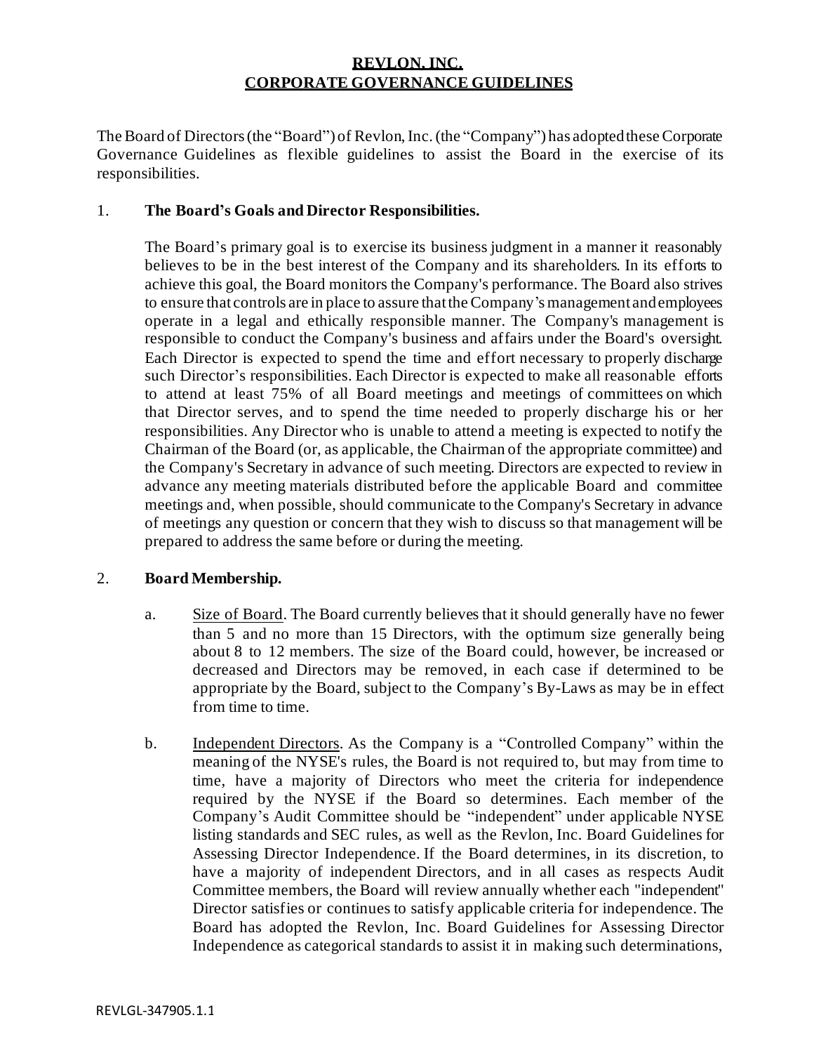# REVLON, INC.
# CORPORATE GOVERNANCE GUIDELINES

The Board of Directors (the "Board") of Revlon, Inc. (the "Company") has adopted these Corporate Governance Guidelines as flexible guidelines to assist the Board in the exercise of its responsibilities.

1. **The Board's Goals and Director Responsibilities.**

   The Board's primary goal is to exercise its business judgment in a manner it reasonably believes to be in the best interest of the Company and its shareholders. In its efforts to achieve this goal, the Board monitors the Company's performance. The Board also strives to ensure that controls are in place to assure that the Company's management and employees operate in a legal and ethically responsible manner. The Company's management is responsible to conduct the Company's business and affairs under the Board's oversight. Each Director is expected to spend the time and effort necessary to properly discharge such Director's responsibilities. Each Director is expected to make all reasonable efforts to attend at least 75% of all Board meetings and meetings of committees on which that Director serves, and to spend the time needed to properly discharge his or her responsibilities. Any Director who is unable to attend a meeting is expected to notify the Chairman of the Board (or, as applicable, the Chairman of the appropriate committee) and the Company's Secretary in advance of such meeting. Directors are expected to review in advance any meeting materials distributed before the applicable Board and committee meetings and, when possible, should communicate to the Company's Secretary in advance of meetings any question or concern that they wish to discuss so that management will be prepared to address the same before or during the meeting.

2. **Board Membership.**

   a. Size of Board. The Board currently believes that it should generally have no fewer than 5 and no more than 15 Directors, with the optimum size generally being about 8 to 12 members. The size of the Board could, however, be increased or decreased and Directors may be removed, in each case if determined to be appropriate by the Board, subject to the Company's By-Laws as may be in effect from time to time.

   b. Independent Directors. As the Company is a "Controlled Company" within the meaning of the NYSE's rules, the Board is not required to, but may from time to time, have a majority of Directors who meet the criteria for independence required by the NYSE if the Board so determines. Each member of the Company's Audit Committee should be "independent" under applicable NYSE listing standards and SEC rules, as well as the Revlon, Inc. Board Guidelines for Assessing Director Independence. If the Board determines, in its discretion, to have a majority of independent Directors, and in all cases as respects Audit Committee members, the Board will review annually whether each "independent" Director satisfies or continues to satisfy applicable criteria for independence. The Board has adopted the Revlon, Inc. Board Guidelines for Assessing Director Independence as categorical standards to assist it in making such determinations,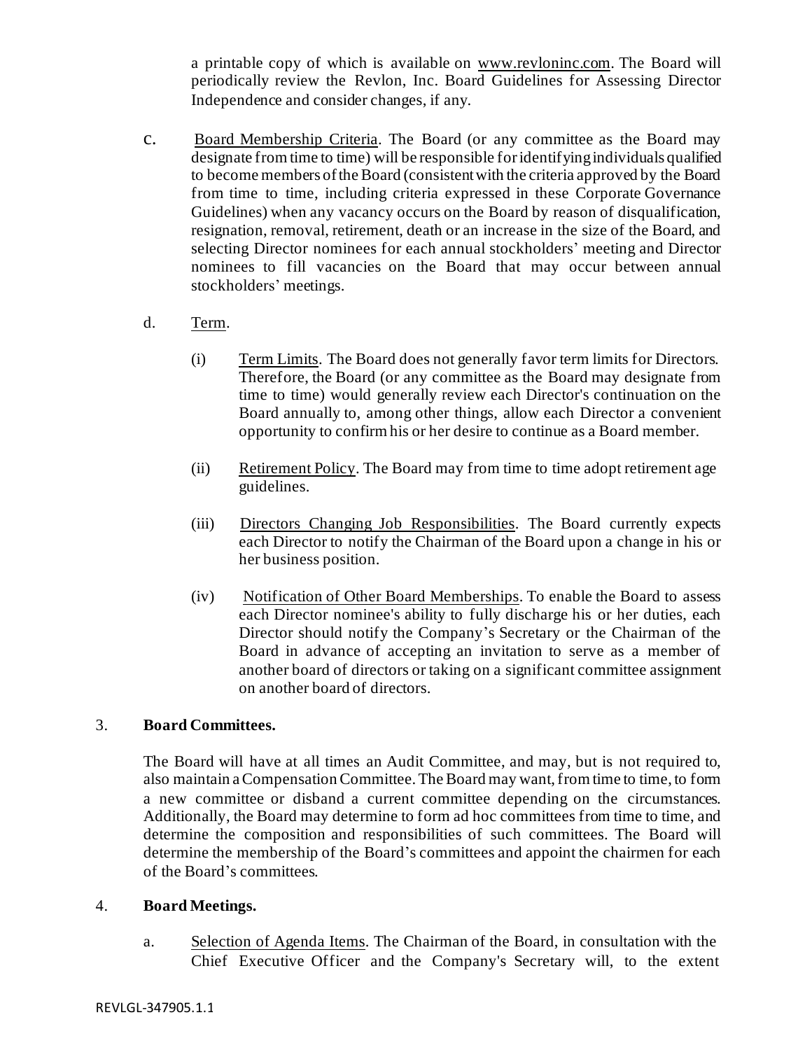a printable copy of which is available on www.revloninc.com. The Board will periodically review the Revlon, Inc. Board Guidelines for Assessing Director Independence and consider changes, if any.

c. Board Membership Criteria. The Board (or any committee as the Board may designate from time to time) will be responsible for identifying individuals qualified to become members of the Board (consistent with the criteria approved by the Board from time to time, including criteria expressed in these Corporate Governance Guidelines) when any vacancy occurs on the Board by reason of disqualification, resignation, removal, retirement, death or an increase in the size of the Board, and selecting Director nominees for each annual stockholders' meeting and Director nominees to fill vacancies on the Board that may occur between annual stockholders' meetings.

d. Term.

(i) Term Limits. The Board does not generally favor term limits for Directors. Therefore, the Board (or any committee as the Board may designate from time to time) would generally review each Director's continuation on the Board annually to, among other things, allow each Director a convenient opportunity to confirm his or her desire to continue as a Board member.

(ii) Retirement Policy. The Board may from time to time adopt retirement age guidelines.

(iii) Directors Changing Job Responsibilities. The Board currently expects each Director to notify the Chairman of the Board upon a change in his or her business position.

(iv) Notification of Other Board Memberships. To enable the Board to assess each Director nominee's ability to fully discharge his or her duties, each Director should notify the Company's Secretary or the Chairman of the Board in advance of accepting an invitation to serve as a member of another board of directors or taking on a significant committee assignment on another board of directors.

## 3. **Board Committees.**

The Board will have at all times an Audit Committee, and may, but is not required to, also maintain a Compensation Committee. The Board may want, from time to time, to form a new committee or disband a current committee depending on the circumstances. Additionally, the Board may determine to form ad hoc committees from time to time, and determine the composition and responsibilities of such committees. The Board will determine the membership of the Board's committees and appoint the chairmen for each of the Board's committees.

## 4. **Board Meetings.**

a. Selection of Agenda Items. The Chairman of the Board, in consultation with the Chief Executive Officer and the Company's Secretary will, to the extent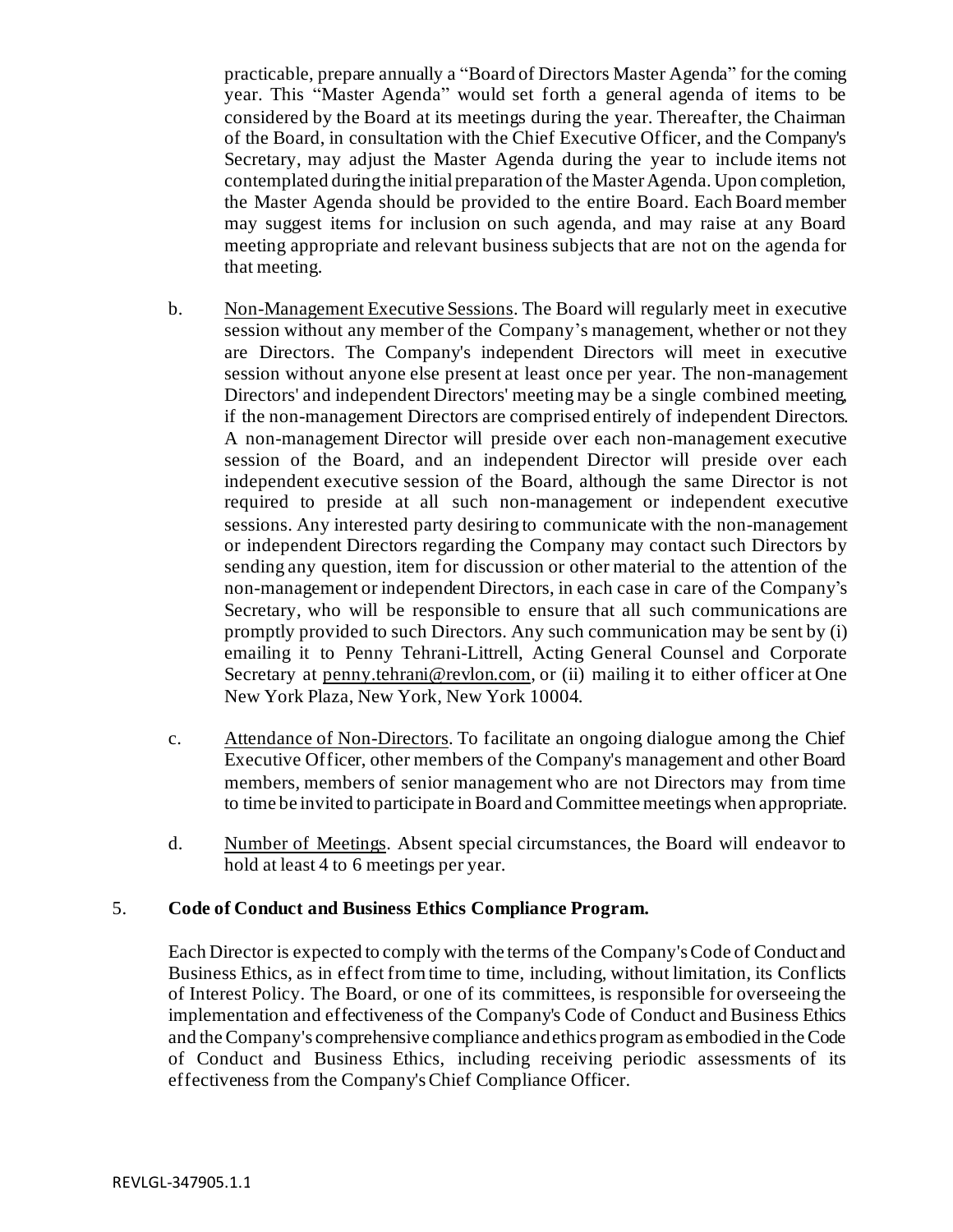practicable, prepare annually a "Board of Directors Master Agenda" for the coming year. This "Master Agenda" would set forth a general agenda of items to be considered by the Board at its meetings during the year. Thereafter, the Chairman of the Board, in consultation with the Chief Executive Officer, and the Company's Secretary, may adjust the Master Agenda during the year to include items not contemplated during the initial preparation of the Master Agenda. Upon completion, the Master Agenda should be provided to the entire Board. Each Board member may suggest items for inclusion on such agenda, and may raise at any Board meeting appropriate and relevant business subjects that are not on the agenda for that meeting.

b. Non-Management Executive Sessions. The Board will regularly meet in executive session without any member of the Company's management, whether or not they are Directors. The Company's independent Directors will meet in executive session without anyone else present at least once per year. The non-management Directors' and independent Directors' meeting may be a single combined meeting, if the non-management Directors are comprised entirely of independent Directors. A non-management Director will preside over each non-management executive session of the Board, and an independent Director will preside over each independent executive session of the Board, although the same Director is not required to preside at all such non-management or independent executive sessions. Any interested party desiring to communicate with the non-management or independent Directors regarding the Company may contact such Directors by sending any question, item for discussion or other material to the attention of the non-management or independent Directors, in each case in care of the Company's Secretary, who will be responsible to ensure that all such communications are promptly provided to such Directors. Any such communication may be sent by (i) emailing it to Penny Tehrani-Littrell, Acting General Counsel and Corporate Secretary at penny.tehrani@revlon.com, or (ii) mailing it to either officer at One New York Plaza, New York, New York 10004.

c. Attendance of Non-Directors. To facilitate an ongoing dialogue among the Chief Executive Officer, other members of the Company's management and other Board members, members of senior management who are not Directors may from time to time be invited to participate in Board and Committee meetings when appropriate.

d. Number of Meetings. Absent special circumstances, the Board will endeavor to hold at least 4 to 6 meetings per year.

5. **Code of Conduct and Business Ethics Compliance Program.**

Each Director is expected to comply with the terms of the Company's Code of Conduct and Business Ethics, as in effect from time to time, including, without limitation, its Conflicts of Interest Policy. The Board, or one of its committees, is responsible for overseeing the implementation and effectiveness of the Company's Code of Conduct and Business Ethics and the Company's comprehensive compliance and ethics program as embodied in the Code of Conduct and Business Ethics, including receiving periodic assessments of its effectiveness from the Company's Chief Compliance Officer.

REVLGL-347905.1.1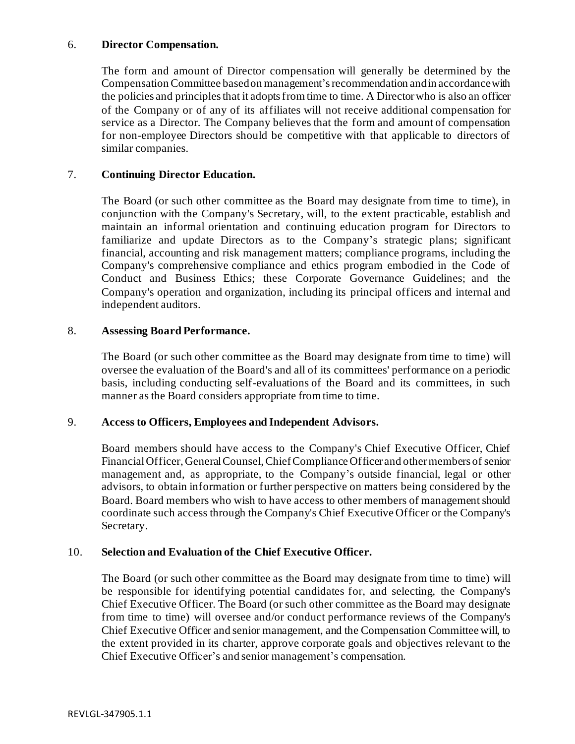## 6. **Director Compensation.**

The form and amount of Director compensation will generally be determined by the Compensation Committee based on management's recommendation and in accordance with the policies and principles that it adopts from time to time. A Director who is also an officer of the Company or of any of its affiliates will not receive additional compensation for service as a Director. The Company believes that the form and amount of compensation for non-employee Directors should be competitive with that applicable to directors of similar companies.

## 7. **Continuing Director Education.**

The Board (or such other committee as the Board may designate from time to time), in conjunction with the Company's Secretary, will, to the extent practicable, establish and maintain an informal orientation and continuing education program for Directors to familiarize and update Directors as to the Company's strategic plans; significant financial, accounting and risk management matters; compliance programs, including the Company's comprehensive compliance and ethics program embodied in the Code of Conduct and Business Ethics; these Corporate Governance Guidelines; and the Company's operation and organization, including its principal officers and internal and independent auditors.

## 8. **Assessing Board Performance.**

The Board (or such other committee as the Board may designate from time to time) will oversee the evaluation of the Board's and all of its committees' performance on a periodic basis, including conducting self-evaluations of the Board and its committees, in such manner as the Board considers appropriate from time to time.

## 9. **Access to Officers, Employees and Independent Advisors.**

Board members should have access to the Company's Chief Executive Officer, Chief Financial Officer, General Counsel, Chief Compliance Officer and other members of senior management and, as appropriate, to the Company's outside financial, legal or other advisors, to obtain information or further perspective on matters being considered by the Board. Board members who wish to have access to other members of management should coordinate such access through the Company's Chief Executive Officer or the Company's Secretary.

## 10. **Selection and Evaluation of the Chief Executive Officer.**

The Board (or such other committee as the Board may designate from time to time) will be responsible for identifying potential candidates for, and selecting, the Company's Chief Executive Officer. The Board (or such other committee as the Board may designate from time to time) will oversee and/or conduct performance reviews of the Company's Chief Executive Officer and senior management, and the Compensation Committee will, to the extent provided in its charter, approve corporate goals and objectives relevant to the Chief Executive Officer's and senior management's compensation.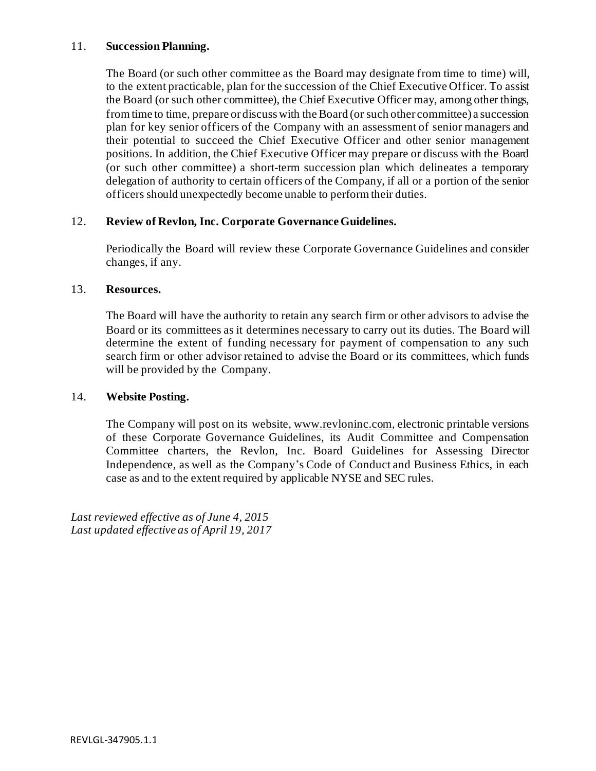11. **Succession Planning.**

The Board (or such other committee as the Board may designate from time to time) will, to the extent practicable, plan for the succession of the Chief Executive Officer. To assist the Board (or such other committee), the Chief Executive Officer may, among other things, from time to time, prepare or discuss with the Board (or such other committee) a succession plan for key senior officers of the Company with an assessment of senior managers and their potential to succeed the Chief Executive Officer and other senior management positions. In addition, the Chief Executive Officer may prepare or discuss with the Board (or such other committee) a short-term succession plan which delineates a temporary delegation of authority to certain officers of the Company, if all or a portion of the senior officers should unexpectedly become unable to perform their duties.

12. **Review of Revlon, Inc. Corporate Governance Guidelines.**

Periodically the Board will review these Corporate Governance Guidelines and consider changes, if any.

13. **Resources.**

The Board will have the authority to retain any search firm or other advisors to advise the Board or its committees as it determines necessary to carry out its duties. The Board will determine the extent of funding necessary for payment of compensation to any such search firm or other advisor retained to advise the Board or its committees, which funds will be provided by the Company.

14. **Website Posting.**

The Company will post on its website, www.revloninc.com, electronic printable versions of these Corporate Governance Guidelines, its Audit Committee and Compensation Committee charters, the Revlon, Inc. Board Guidelines for Assessing Director Independence, as well as the Company's Code of Conduct and Business Ethics, in each case as and to the extent required by applicable NYSE and SEC rules.

*Last reviewed effective as of June 4, 2015*
*Last updated effective as of April 19, 2017*

REVLGL-347905.1.1